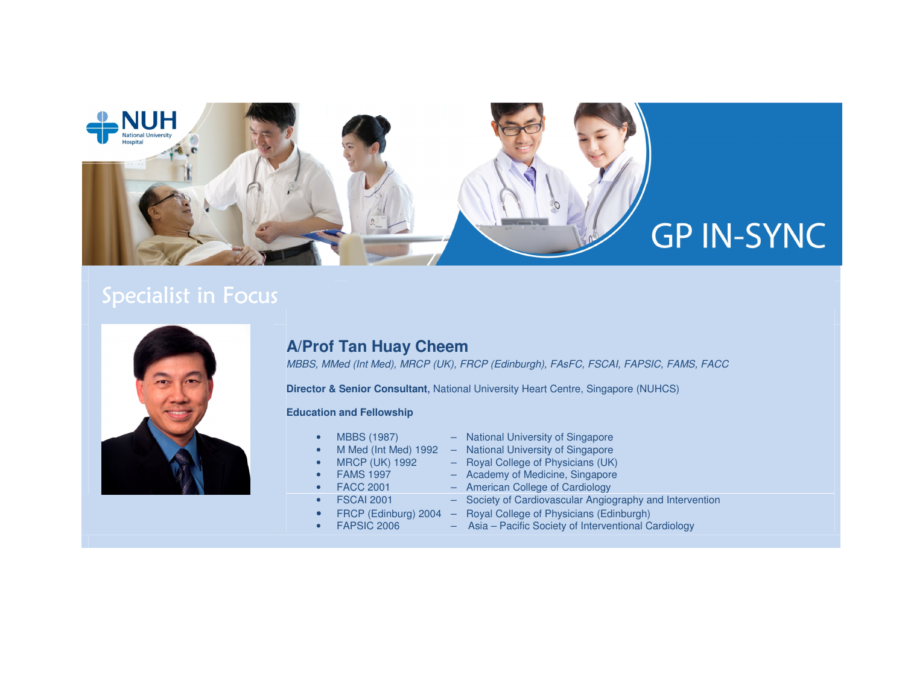# GP IN-SYNC

## Specialist in Focus

### A/Prof Tan Huay Cheem

*MBBS, MMed (Int Med), MRCP (UK), FRCP (Edinburgh), FAsFC, FSCAI, FAPSIC, FAMS, FACC*

**Director & Senior Consultant,** National University Heart Centre, Singapore (NUHCS)

**Education and Fellowship**

- MBBS (1987) – National University of Singapore
- M Med (Int Med) 1992 – National University of Singapore
- MRCP (UK) 1992 – Royal College of Physicians (UK)
- FAMS 1997 – Academy of Medicine, Singapore
- FACC 2001 – American College of Cardiology
- FSCAI 2001 – Society of Cardiovascular Angiography and Intervention
- FRCP (Edinburg) 2004 – Royal College of Physicians (Edinburgh)
- FAPSIC 2006 – Asia – Pacific Society of Interventional Cardiology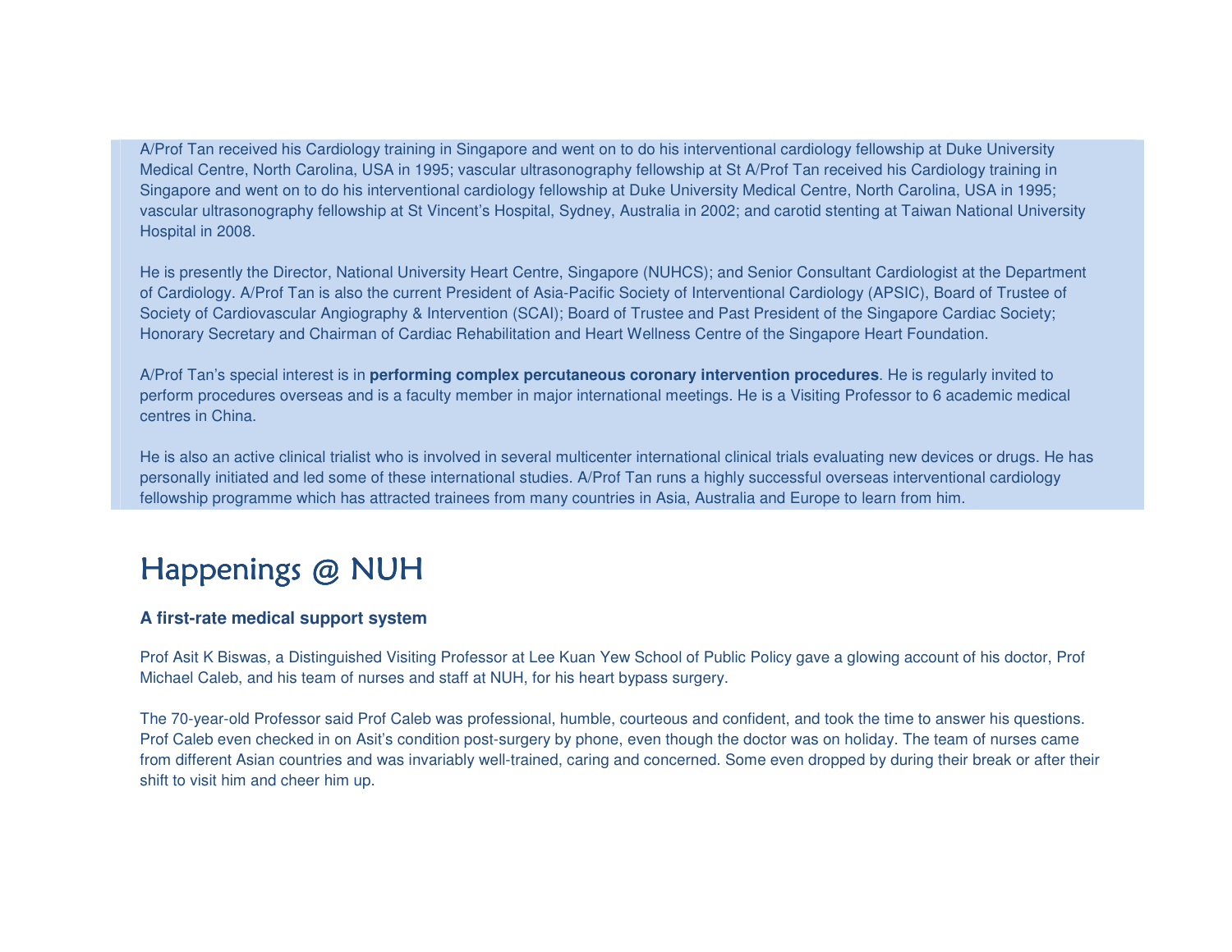A/Prof Tan received his Cardiology training in Singapore and went on to do his interventional cardiology fellowship at Duke University Medical Centre, North Carolina, USA in 1995; vascular ultrasonography fellowship at St A/Prof Tan received his Cardiology training in Singapore and went on to do his interventional cardiology fellowship at Duke University Medical Centre, North Carolina, USA in 1995; vascular ultrasonography fellowship at St Vincent's Hospital, Sydney, Australia in 2002; and carotid stenting at Taiwan National University Hospital in 2008.

He is presently the Director, National University Heart Centre, Singapore (NUHCS); and Senior Consultant Cardiologist at the Department of Cardiology. A/Prof Tan is also the current President of Asia-Pacific Society of Interventional Cardiology (APSIC), Board of Trustee of Society of Cardiovascular Angiography & Intervention (SCAI); Board of Trustee and Past President of the Singapore Cardiac Society; Honorary Secretary and Chairman of Cardiac Rehabilitation and Heart Wellness Centre of the Singapore Heart Foundation.

A/Prof Tan's special interest is in **performing complex percutaneous coronary intervention procedures**. He is regularly invited to perform procedures overseas and is a faculty member in major international meetings. He is a Visiting Professor to 6 academic medical centres in China.

He is also an active clinical trialist who is involved in several multicenter international clinical trials evaluating new devices or drugs. He has personally initiated and led some of these international studies. A/Prof Tan runs a highly successful overseas interventional cardiology fellowship programme which has attracted trainees from many countries in Asia, Australia and Europe to learn from him.

# Happenings @ NUH

**A first-rate medical support system**

Prof Asit K Biswas, a Distinguished Visiting Professor at Lee Kuan Yew School of Public Policy gave a glowing account of his doctor, Prof Michael Caleb, and his team of nurses and staff at NUH, for his heart bypass surgery.

The 70-year-old Professor said Prof Caleb was professional, humble, courteous and confident, and took the time to answer his questions. Prof Caleb even checked in on Asit's condition post-surgery by phone, even though the doctor was on holiday. The team of nurses came from different Asian countries and was invariably well-trained, caring and concerned. Some even dropped by during their break or after their shift to visit him and cheer him up.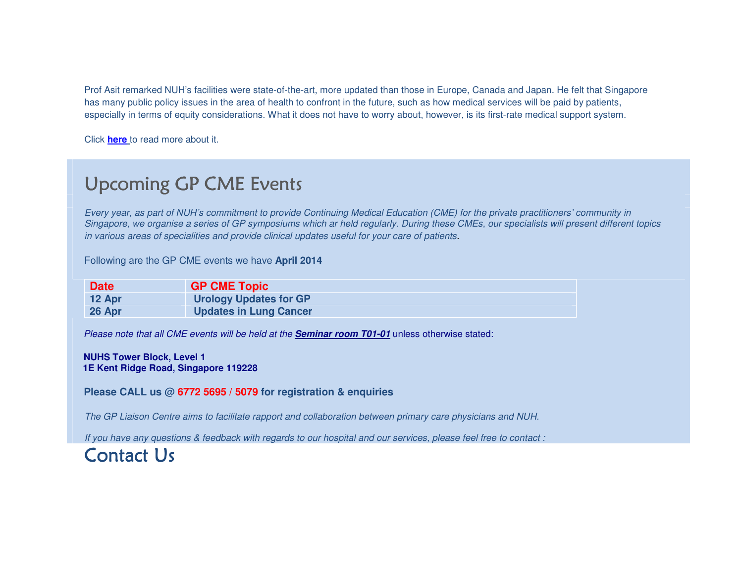Prof Asit remarked NUH's facilities were state-of-the-art, more updated than those in Europe, Canada and Japan. He felt that Singapore has many public policy issues in the area of health to confront in the future, such as how medical services will be paid by patients, especially in terms of equity considerations. What it does not have to worry about, however, is its first-rate medical support system.

Click **here** to read more about it.

## Upcoming GP CME Events

*Every year, as part of NUH's commitment to provide Continuing Medical Education (CME) for the private practitioners' community in Singapore, we organise a series of GP symposiums which ar held regularly. During these CMEs, our specialists will present different topics in various areas of specialities and provide clinical updates useful for your care of patients*.

Following are the GP CME events we have **April 2014**

| Date | GP CME Topic |
|---|---|
| **12 Apr** | **Urology Updates for GP** |
| **26 Apr** | **Updates in Lung Cancer** |

*Please note that all CME events will be held at the **Seminar room T01-01*** unless otherwise stated:

**NUHS Tower Block, Level 1**
**1E Kent Ridge Road, Singapore 119228**

**Please CALL us @ 6772 5695 / 5079 for registration & enquiries**

*The GP Liaison Centre aims to facilitate rapport and collaboration between primary care physicians and NUH.*

*If you have any questions & feedback with regards to our hospital and our services, please feel free to contact :*

## Contact Us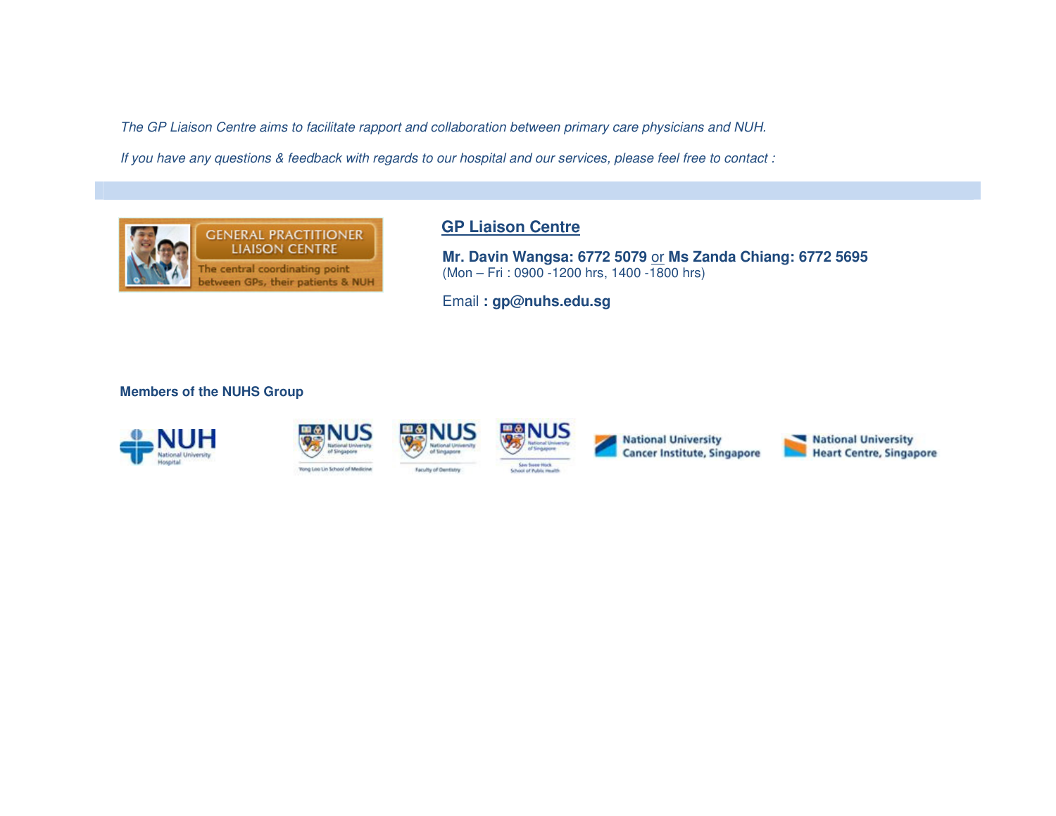*The GP Liaison Centre aims to facilitate rapport and collaboration between primary care physicians and NUH.*

*If you have any questions & feedback with regards to our hospital and our services, please feel free to contact :*

## GP Liaison Centre

**Mr. Davin Wangsa: 6772 5079** or **Ms Zanda Chiang: 6772 5695**
(Mon – Fri : 0900 -1200 hrs, 1400 -1800 hrs)

Email **: gp@nuhs.edu.sg**

**Members of the NUHS Group**